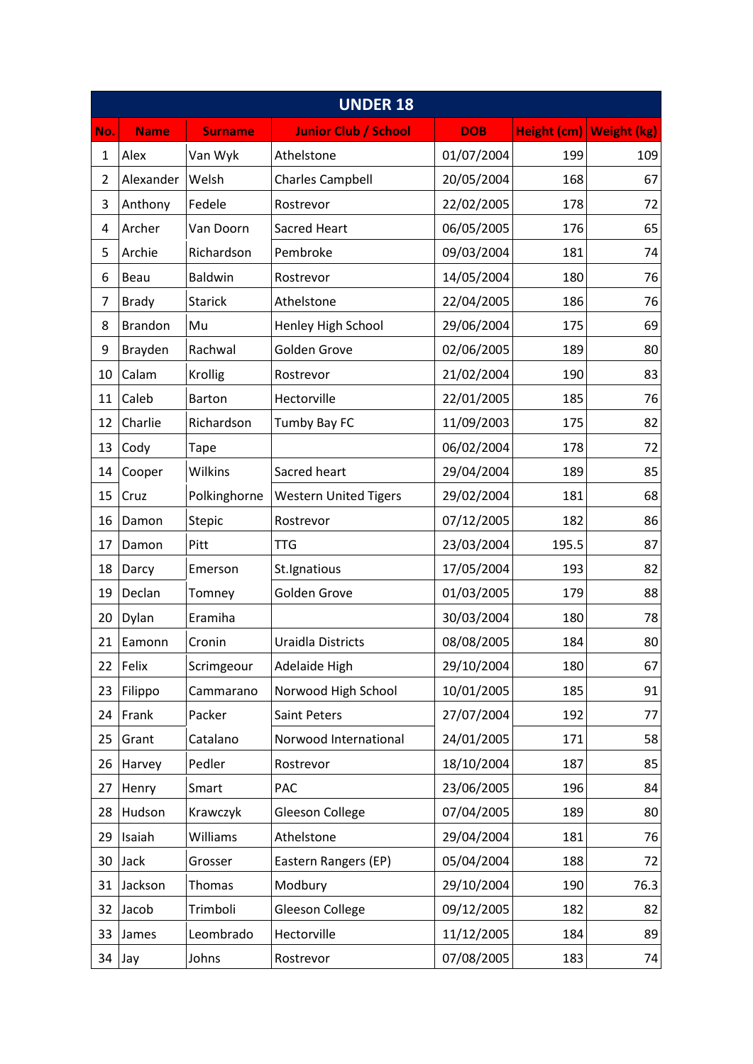| UNDER 18 | | | | | | |
|---|---|---|---|---|---|---|
| **No.** | **Name** | **Surname** | **Junior Club / School** | **DOB** | **Height (cm)** | **Weight (kg)** |
| 1 | Alex | Van Wyk | Athelstone | 01/07/2004 | 199 | 109 |
| 2 | Alexander | Welsh | Charles Campbell | 20/05/2004 | 168 | 67 |
| 3 | Anthony | Fedele | Rostrevor | 22/02/2005 | 178 | 72 |
| 4 | Archer | Van Doorn | Sacred Heart | 06/05/2005 | 176 | 65 |
| 5 | Archie | Richardson | Pembroke | 09/03/2004 | 181 | 74 |
| 6 | Beau | Baldwin | Rostrevor | 14/05/2004 | 180 | 76 |
| 7 | Brady | Starick | Athelstone | 22/04/2005 | 186 | 76 |
| 8 | Brandon | Mu | Henley High School | 29/06/2004 | 175 | 69 |
| 9 | Brayden | Rachwal | Golden Grove | 02/06/2005 | 189 | 80 |
| 10 | Calam | Krollig | Rostrevor | 21/02/2004 | 190 | 83 |
| 11 | Caleb | Barton | Hectorville | 22/01/2005 | 185 | 76 |
| 12 | Charlie | Richardson | Tumby Bay FC | 11/09/2003 | 175 | 82 |
| 13 | Cody | Tape | | 06/02/2004 | 178 | 72 |
| 14 | Cooper | Wilkins | Sacred heart | 29/04/2004 | 189 | 85 |
| 15 | Cruz | Polkinghorne | Western United Tigers | 29/02/2004 | 181 | 68 |
| 16 | Damon | Stepic | Rostrevor | 07/12/2005 | 182 | 86 |
| 17 | Damon | Pitt | TTG | 23/03/2004 | 195.5 | 87 |
| 18 | Darcy | Emerson | St.Ignatious | 17/05/2004 | 193 | 82 |
| 19 | Declan | Tomney | Golden Grove | 01/03/2005 | 179 | 88 |
| 20 | Dylan | Eramiha | | 30/03/2004 | 180 | 78 |
| 21 | Eamonn | Cronin | Uraidla Districts | 08/08/2005 | 184 | 80 |
| 22 | Felix | Scrimgeour | Adelaide High | 29/10/2004 | 180 | 67 |
| 23 | Filippo | Cammarano | Norwood High School | 10/01/2005 | 185 | 91 |
| 24 | Frank | Packer | Saint Peters | 27/07/2004 | 192 | 77 |
| 25 | Grant | Catalano | Norwood International | 24/01/2005 | 171 | 58 |
| 26 | Harvey | Pedler | Rostrevor | 18/10/2004 | 187 | 85 |
| 27 | Henry | Smart | PAC | 23/06/2005 | 196 | 84 |
| 28 | Hudson | Krawczyk | Gleeson College | 07/04/2005 | 189 | 80 |
| 29 | Isaiah | Williams | Athelstone | 29/04/2004 | 181 | 76 |
| 30 | Jack | Grosser | Eastern Rangers (EP) | 05/04/2004 | 188 | 72 |
| 31 | Jackson | Thomas | Modbury | 29/10/2004 | 190 | 76.3 |
| 32 | Jacob | Trimboli | Gleeson College | 09/12/2005 | 182 | 82 |
| 33 | James | Leombrado | Hectorville | 11/12/2005 | 184 | 89 |
| 34 | Jay | Johns | Rostrevor | 07/08/2005 | 183 | 74 |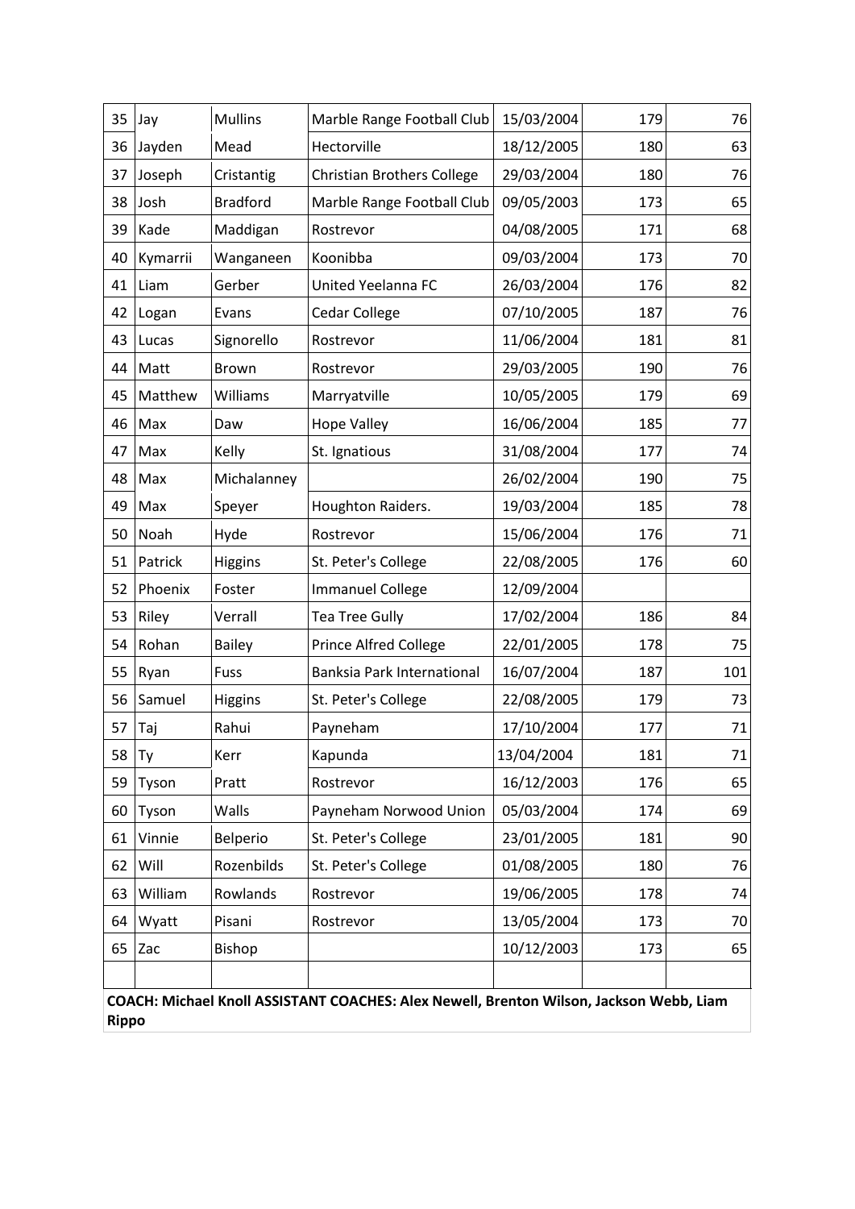| | | | | | | |
|---|---|---|---|---|---|---|
| 35 | Jay | Mullins | Marble Range Football Club | 15/03/2004 | 179 | 76 |
| 36 | Jayden | Mead | Hectorville | 18/12/2005 | 180 | 63 |
| 37 | Joseph | Cristantig | Christian Brothers College | 29/03/2004 | 180 | 76 |
| 38 | Josh | Bradford | Marble Range Football Club | 09/05/2003 | 173 | 65 |
| 39 | Kade | Maddigan | Rostrevor | 04/08/2005 | 171 | 68 |
| 40 | Kymarrii | Wanganeen | Koonibba | 09/03/2004 | 173 | 70 |
| 41 | Liam | Gerber | United Yeelanna FC | 26/03/2004 | 176 | 82 |
| 42 | Logan | Evans | Cedar College | 07/10/2005 | 187 | 76 |
| 43 | Lucas | Signorello | Rostrevor | 11/06/2004 | 181 | 81 |
| 44 | Matt | Brown | Rostrevor | 29/03/2005 | 190 | 76 |
| 45 | Matthew | Williams | Marryatville | 10/05/2005 | 179 | 69 |
| 46 | Max | Daw | Hope Valley | 16/06/2004 | 185 | 77 |
| 47 | Max | Kelly | St. Ignatious | 31/08/2004 | 177 | 74 |
| 48 | Max | Michalanney | | 26/02/2004 | 190 | 75 |
| 49 | Max | Speyer | Houghton Raiders. | 19/03/2004 | 185 | 78 |
| 50 | Noah | Hyde | Rostrevor | 15/06/2004 | 176 | 71 |
| 51 | Patrick | Higgins | St. Peter's College | 22/08/2005 | 176 | 60 |
| 52 | Phoenix | Foster | Immanuel College | 12/09/2004 | | |
| 53 | Riley | Verrall | Tea Tree Gully | 17/02/2004 | 186 | 84 |
| 54 | Rohan | Bailey | Prince Alfred College | 22/01/2005 | 178 | 75 |
| 55 | Ryan | Fuss | Banksia Park International | 16/07/2004 | 187 | 101 |
| 56 | Samuel | Higgins | St. Peter's College | 22/08/2005 | 179 | 73 |
| 57 | Taj | Rahui | Payneham | 17/10/2004 | 177 | 71 |
| 58 | Ty | Kerr | Kapunda | 13/04/2004 | 181 | 71 |
| 59 | Tyson | Pratt | Rostrevor | 16/12/2003 | 176 | 65 |
| 60 | Tyson | Walls | Payneham Norwood Union | 05/03/2004 | 174 | 69 |
| 61 | Vinnie | Belperio | St. Peter's College | 23/01/2005 | 181 | 90 |
| 62 | Will | Rozenbilds | St. Peter's College | 01/08/2005 | 180 | 76 |
| 63 | William | Rowlands | Rostrevor | 19/06/2005 | 178 | 74 |
| 64 | Wyatt | Pisani | Rostrevor | 13/05/2004 | 173 | 70 |
| 65 | Zac | Bishop | | 10/12/2003 | 173 | 65 |
| | | | | | | |

**COACH: Michael Knoll ASSISTANT COACHES: Alex Newell, Brenton Wilson, Jackson Webb, Liam Rippo**